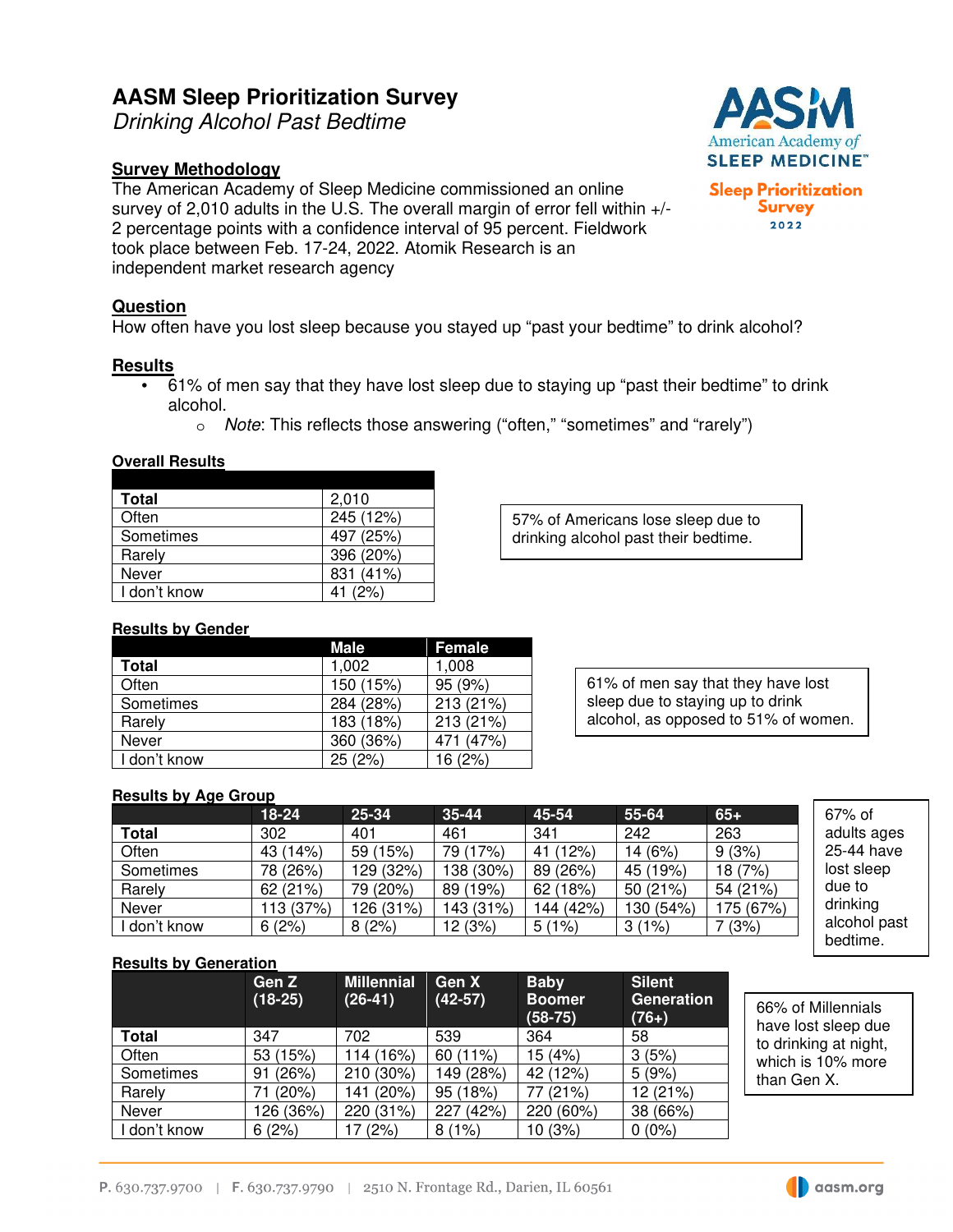# AASM Sleep Prioritization Survey

*Drinking Alcohol Past Bedtime*

**Survey Methodology**

The American Academy of Sleep Medicine commissioned an online survey of 2,010 adults in the U.S. The overall margin of error fell within +/- 2 percentage points with a confidence interval of 95 percent. Fieldwork took place between Feb. 17-24, 2022. Atomik Research is an independent market research agency

**Question**

How often have you lost sleep because you stayed up "past your bedtime" to drink alcohol?

**Results**

- 61% of men say that they have lost sleep due to staying up "past their bedtime" to drink alcohol.
  - *Note*: This reflects those answering ("often," "sometimes" and "rarely")

**Overall Results**

| | |
|---|---|
| **Total** | 2,010 |
| Often | 245 (12%) |
| Sometimes | 497 (25%) |
| Rarely | 396 (20%) |
| Never | 831 (41%) |
| I don't know | 41 (2%) |

57% of Americans lose sleep due to drinking alcohol past their bedtime.

**Results by Gender**

| | Male | Female |
|---|---|---|
| **Total** | 1,002 | 1,008 |
| Often | 150 (15%) | 95 (9%) |
| Sometimes | 284 (28%) | 213 (21%) |
| Rarely | 183 (18%) | 213 (21%) |
| Never | 360 (36%) | 471 (47%) |
| I don't know | 25 (2%) | 16 (2%) |

61% of men say that they have lost sleep due to staying up to drink alcohol, as opposed to 51% of women.

**Results by Age Group**

| | 18-24 | 25-34 | 35-44 | 45-54 | 55-64 | 65+ |
|---|---|---|---|---|---|---|
| **Total** | 302 | 401 | 461 | 341 | 242 | 263 |
| Often | 43 (14%) | 59 (15%) | 79 (17%) | 41 (12%) | 14 (6%) | 9 (3%) |
| Sometimes | 78 (26%) | 129 (32%) | 138 (30%) | 89 (26%) | 45 (19%) | 18 (7%) |
| Rarely | 62 (21%) | 79 (20%) | 89 (19%) | 62 (18%) | 50 (21%) | 54 (21%) |
| Never | 113 (37%) | 126 (31%) | 143 (31%) | 144 (42%) | 130 (54%) | 175 (67%) |
| I don't know | 6 (2%) | 8 (2%) | 12 (3%) | 5 (1%) | 3 (1%) | 7 (3%) |

67% of adults ages 25-44 have lost sleep due to drinking alcohol past bedtime.

**Results by Generation**

| | Gen Z (18-25) | Millennial (26-41) | Gen X (42-57) | Baby Boomer (58-75) | Silent Generation (76+) |
|---|---|---|---|---|---|
| **Total** | 347 | 702 | 539 | 364 | 58 |
| Often | 53 (15%) | 114 (16%) | 60 (11%) | 15 (4%) | 3 (5%) |
| Sometimes | 91 (26%) | 210 (30%) | 149 (28%) | 42 (12%) | 5 (9%) |
| Rarely | 71 (20%) | 141 (20%) | 95 (18%) | 77 (21%) | 12 (21%) |
| Never | 126 (36%) | 220 (31%) | 227 (42%) | 220 (60%) | 38 (66%) |
| I don't know | 6 (2%) | 17 (2%) | 8 (1%) | 10 (3%) | 0 (0%) |

66% of Millennials have lost sleep due to drinking at night, which is 10% more than Gen X.

P. 630.737.9700 | F. 630.737.9790 | 2510 N. Frontage Rd., Darien, IL 60561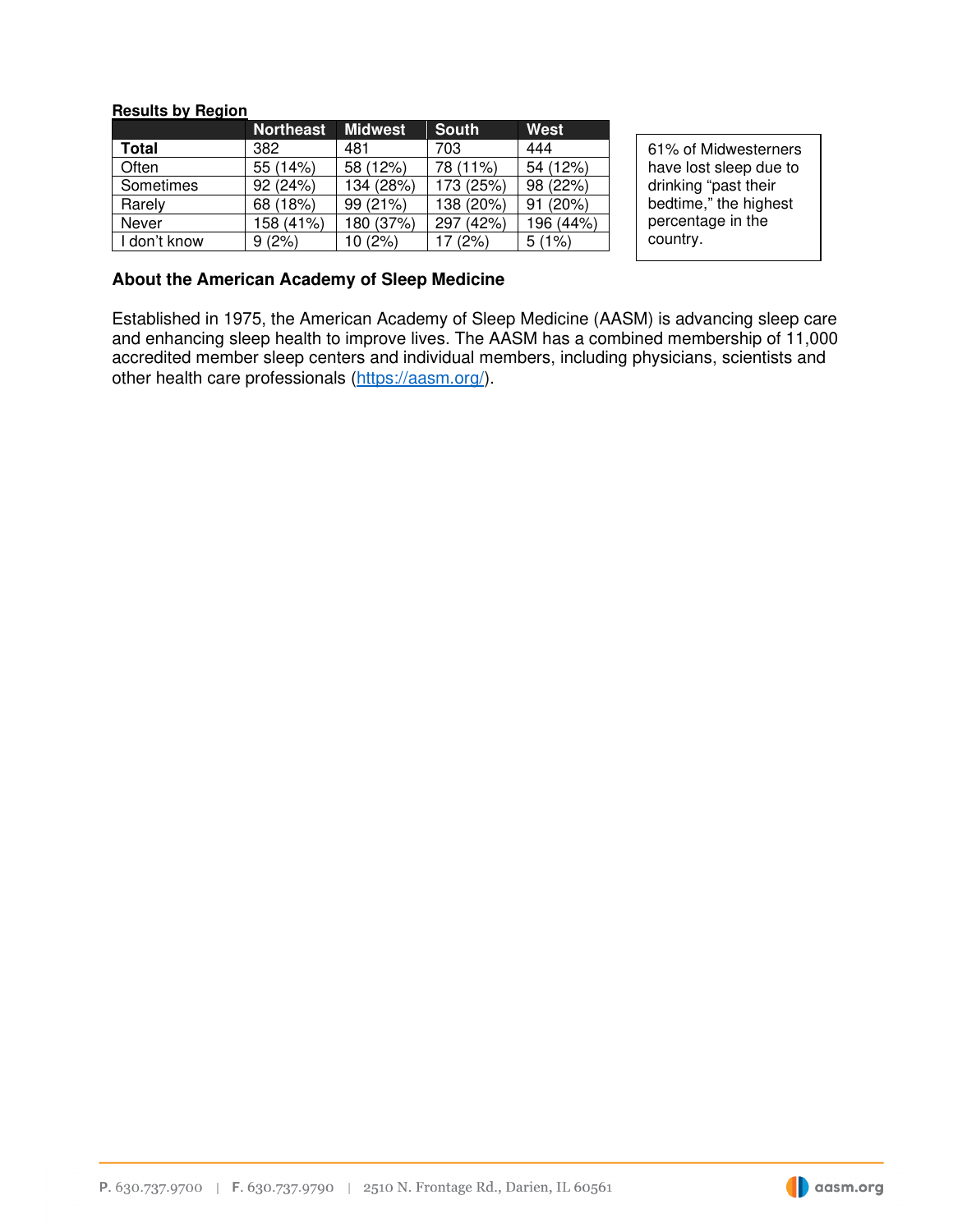**Results by Region**

| | Northeast | Midwest | South | West |
|---|---|---|---|---|
| **Total** | 382 | 481 | 703 | 444 |
| Often | 55 (14%) | 58 (12%) | 78 (11%) | 54 (12%) |
| Sometimes | 92 (24%) | 134 (28%) | 173 (25%) | 98 (22%) |
| Rarely | 68 (18%) | 99 (21%) | 138 (20%) | 91 (20%) |
| Never | 158 (41%) | 180 (37%) | 297 (42%) | 196 (44%) |
| I don't know | 9 (2%) | 10 (2%) | 17 (2%) | 5 (1%) |

61% of Midwesterners have lost sleep due to drinking "past their bedtime," the highest percentage in the country.

**About the American Academy of Sleep Medicine**

Established in 1975, the American Academy of Sleep Medicine (AASM) is advancing sleep care and enhancing sleep health to improve lives. The AASM has a combined membership of 11,000 accredited member sleep centers and individual members, including physicians, scientists and other health care professionals (https://aasm.org/).

P. 630.737.9700 | F. 630.737.9790 | 2510 N. Frontage Rd., Darien, IL 60561

aasm.org